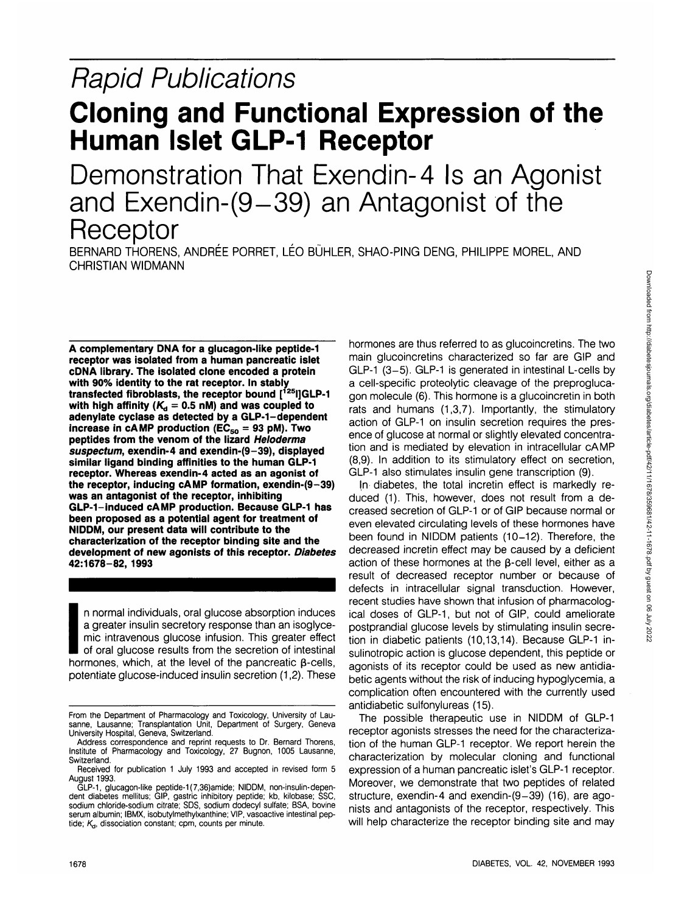*Rapid Publications*

# Cloning and Functional Expression of the Human Islet GLP-1 Receptor

## Demonstration That Exendin-4 Is an Agonist and Exendin-(9–39) an Antagonist of the Receptor

BERNARD THORENS, ANDRÉE PORRET, LÉO BÜHLER, SHAO-PING DENG, PHILIPPE MOREL, AND CHRISTIAN WIDMANN

**A complementary DNA for a glucagon-like peptide-1 receptor was isolated from a human pancreatic islet cDNA library. The isolated clone encoded a protein with 90% identity to the rat receptor. In stably transfected fibroblasts, the receptor bound [$^{125}$I]GLP-1 with high affinity ($K_d$ = 0.5 nM) and was coupled to adenylate cyclase as detected by a GLP-1–dependent increase in cAMP production ($EC_{50}$ = 93 pM). Two peptides from the venom of the lizard *Heloderma suspectum*, exendin-4 and exendin-(9–39), displayed similar ligand binding affinities to the human GLP-1 receptor. Whereas exendin-4 acted as an agonist of the receptor, inducing cAMP formation, exendin-(9–39) was an antagonist of the receptor, inhibiting GLP-1–induced cAMP production. Because GLP-1 has been proposed as a potential agent for treatment of NIDDM, our present data will contribute to the characterization of the receptor binding site and the development of new agonists of this receptor. *Diabetes* 42:1678–82, 1993**

In normal individuals, oral glucose absorption induces a greater insulin secretory response than an isoglycemic intravenous glucose infusion. This greater effect of oral glucose results from the secretion of intestinal hormones, which, at the level of the pancreatic β-cells, potentiate glucose-induced insulin secretion (1,2). These hormones are thus referred to as glucoincretins. The two main glucoincretins characterized so far are GIP and GLP-1 (3–5). GLP-1 is generated in intestinal L-cells by a cell-specific proteolytic cleavage of the preproglucagon molecule (6). This hormone is a glucoincretin in both rats and humans (1,3,7). Importantly, the stimulatory action of GLP-1 on insulin secretion requires the presence of glucose at normal or slightly elevated concentration and is mediated by elevation in intracellular cAMP (8,9). In addition to its stimulatory effect on secretion, GLP-1 also stimulates insulin gene transcription (9).

In diabetes, the total incretin effect is markedly reduced (1). This, however, does not result from a decreased secretion of GLP-1 or of GIP because normal or even elevated circulating levels of these hormones have been found in NIDDM patients (10–12). Therefore, the decreased incretin effect may be caused by a deficient action of these hormones at the β-cell level, either as a result of decreased receptor number or because of defects in intracellular signal transduction. However, recent studies have shown that infusion of pharmacological doses of GLP-1, but not of GIP, could ameliorate postprandial glucose levels by stimulating insulin secretion in diabetic patients (10,13,14). Because GLP-1 insulinotropic action is glucose dependent, this peptide or agonists of its receptor could be used as new antidiabetic agents without the risk of inducing hypoglycemia, a complication often encountered with the currently used antidiabetic sulfonylureas (15).

The possible therapeutic use in NIDDM of GLP-1 receptor agonists stresses the need for the characterization of the human GLP-1 receptor. We report herein the characterization by molecular cloning and functional expression of a human pancreatic islet's GLP-1 receptor. Moreover, we demonstrate that two peptides of related structure, exendin-4 and exendin-(9–39) (16), are agonists and antagonists of the receptor, respectively. This will help characterize the receptor binding site and may

---

From the Department of Pharmacology and Toxicology, University of Lausanne, Lausanne; Transplantation Unit, Department of Surgery, Geneva University Hospital, Geneva, Switzerland.

Address correspondence and reprint requests to Dr. Bernard Thorens, Institute of Pharmacology and Toxicology, 27 Bugnon, 1005 Lausanne, Switzerland.

Received for publication 1 July 1993 and accepted in revised form 5 August 1993.

GLP-1, glucagon-like peptide-1(7,36)amide; NIDDM, non-insulin-dependent diabetes mellitus; GIP, gastric inhibitory peptide; kb, kilobase; SSC, sodium chloride-sodium citrate; SDS, sodium dodecyl sulfate; BSA, bovine serum albumin; IBMX, isobutylmethylxanthine; VIP, vasoactive intestinal peptide; $K_d$, dissociation constant; cpm, counts per minute.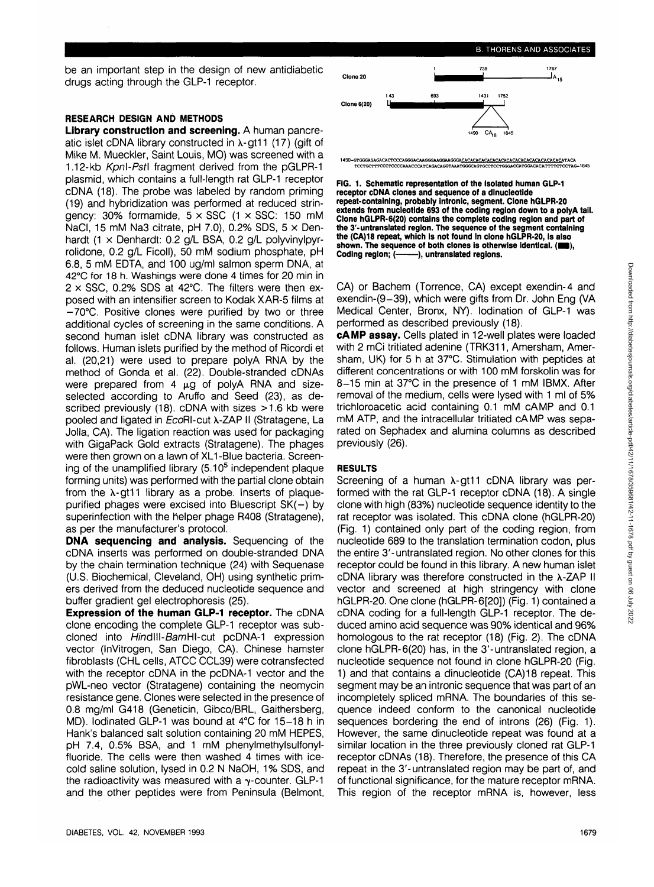be an important step in the design of new antidiabetic drugs acting through the GLP-1 receptor.

## RESEARCH DESIGN AND METHODS

**Library construction and screening.** A human pancreatic islet cDNA library constructed in λ-gt11 (17) (gift of Mike M. Mueckler, Saint Louis, MO) was screened with a 1.12-kb *KpnI-PstI* fragment derived from the pGLPR-1 plasmid, which contains a full-length rat GLP-1 receptor cDNA (18). The probe was labeled by random priming (19) and hybridization was performed at reduced stringency: 30% formamide, 5 × SSC (1 × SSC: 150 mM NaCl, 15 mM Na3 citrate, pH 7.0), 0.2% SDS, 5 × Denhardt (1 × Denhardt: 0.2 g/L BSA, 0.2 g/L polyvinylpyrrolidone, 0.2 g/L Ficoll), 50 mM sodium phosphate, pH 6.8, 5 mM EDTA, and 100 ug/ml salmon sperm DNA, at 42°C for 18 h. Washings were done 4 times for 20 min in 2 × SSC, 0.2% SDS at 42°C. The filters were then exposed with an intensifier screen to Kodak XAR-5 films at −70°C. Positive clones were purified by two or three additional cycles of screening in the same conditions. A second human islet cDNA library was constructed as follows. Human islets purified by the method of Ricordi et al. (20,21) were used to prepare polyA RNA by the method of Gonda et al. (22). Double-stranded cDNAs were prepared from 4 μg of polyA RNA and size-selected according to Aruffo and Seed (23), as described previously (18). cDNA with sizes >1.6 kb were pooled and ligated in *EcoRI*-cut λ-ZAP II (Stratagene, La Jolla, CA). The ligation reaction was used for packaging with GigaPack Gold extracts (Stratagene). The phages were then grown on a lawn of XL1-Blue bacteria. Screening of the unamplified library ($5.10^5$ independent plaque forming units) was performed with the partial clone obtain from the λ-gt11 library as a probe. Inserts of plaque-purified phages were excised into Bluescript SK(−) by superinfection with the helper phage R408 (Stratagene), as per the manufacturer's protocol.

**DNA sequencing and analysis.** Sequencing of the cDNA inserts was performed on double-stranded DNA by the chain termination technique (24) with Sequenase (U.S. Biochemical, Cleveland, OH) using synthetic primers derived from the deduced nucleotide sequence and buffer gradient gel electrophoresis (25).

**Expression of the human GLP-1 receptor.** The cDNA clone encoding the complete GLP-1 receptor was subcloned into *HindIII-BamHI*-cut pcDNA-1 expression vector (InVitrogen, San Diego, CA). Chinese hamster fibroblasts (CHL cells, ATCC CCL39) were cotransfected with the receptor cDNA in the pcDNA-1 vector and the pWL-neo vector (Stratagene) containing the neomycin resistance gene. Clones were selected in the presence of 0.8 mg/ml G418 (Geneticin, Gibco/BRL, Gaithersberg, MD). Iodinated GLP-1 was bound at 4°C for 15–18 h in Hank's balanced salt solution containing 20 mM HEPES, pH 7.4, 0.5% BSA, and 1 mM phenylmethylsulfonylfluoride. The cells were then washed 4 times with ice-cold saline solution, lysed in 0.2 N NaOH, 1% SDS, and the radioactivity was measured with a γ-counter. GLP-1 and the other peptides were from Peninsula (Belmont, CA) or Bachem (Torrence, CA) except exendin-4 and exendin-(9–39), which were gifts from Dr. John Eng (VA Medical Center, Bronx, NY). Iodination of GLP-1 was performed as described previously (18).

**cAMP assay.** Cells plated in 12-well plates were loaded with 2 mCi tritiated adenine (TRK311, Amersham, Amersham, UK) for 5 h at 37°C. Stimulation with peptides at different concentrations or with 100 mM forskolin was for 8–15 min at 37°C in the presence of 1 mM IBMX. After removal of the medium, cells were lysed with 1 ml of 5% trichloroacetic acid containing 0.1 mM cAMP and 0.1 mM ATP, and the intracellular tritiated cAMP was separated on Sephadex and alumina columns as described previously (26).

Clone 20: 1 — 738 — 1767 $A_{15}$

Clone 6(20): 143 — 693 — 1431 — 1752; 1490 $CA_{18}$ 1645

1490-GTGGGAGAGACACTCCCAGGGACAAGGGAAGGAAGGGACACACACACACACACACACACACACACACACACACATACA
TCCTGCTTTCCCTCCCCAAACCCATCAGACAGGTAAATGGGCAGTGCCTCCTGGGACCATGGACACATTTTCTCCTAG-1645

**FIG. 1. Schematic representation of the isolated human GLP-1 receptor cDNA clones and sequence of a dinucleotide repeat-containing, probably intronic, segment. Clone hGLPR-20 extends from nucleotide 693 of the coding region down to a polyA tail. Clone hGLPR-6(20) contains the complete coding region and part of the 3′-untranslated region. The sequence of the segment containing the (CA)18 repeat, which is not found in clone hGLPR-20, is also shown. The sequence of both clones is otherwise identical. (▬), Coding region; (——), untranslated regions.**

## RESULTS

Screening of a human λ-gt11 cDNA library was performed with the rat GLP-1 receptor cDNA (18). A single clone with high (83%) nucleotide sequence identity to the rat receptor was isolated. This cDNA clone (hGLPR-20) (Fig. 1) contained only part of the coding region, from nucleotide 689 to the translation termination codon, plus the entire 3′-untranslated region. No other clones for this receptor could be found in this library. A new human islet cDNA library was therefore constructed in the λ-ZAP II vector and screened at high stringency with clone hGLPR-20. One clone (hGLPR-6[20]) (Fig. 1) contained a cDNA coding for a full-length GLP-1 receptor. The deduced amino acid sequence was 90% identical and 96% homologous to the rat receptor (18) (Fig. 2). The cDNA clone hGLPR-6(20) has, in the 3′-untranslated region, a nucleotide sequence not found in clone hGLPR-20 (Fig. 1) and that contains a dinucleotide (CA)18 repeat. This segment may be an intronic sequence that was part of an incompletely spliced mRNA. The boundaries of this sequence indeed conform to the canonical nucleotide sequences bordering the end of introns (26) (Fig. 1). However, the same dinucleotide repeat was found at a similar location in the three previously cloned rat GLP-1 receptor cDNAs (18). Therefore, the presence of this CA repeat in the 3′-untranslated region may be part of, and of functional significance, for the mature receptor mRNA. This region of the receptor mRNA is, however, less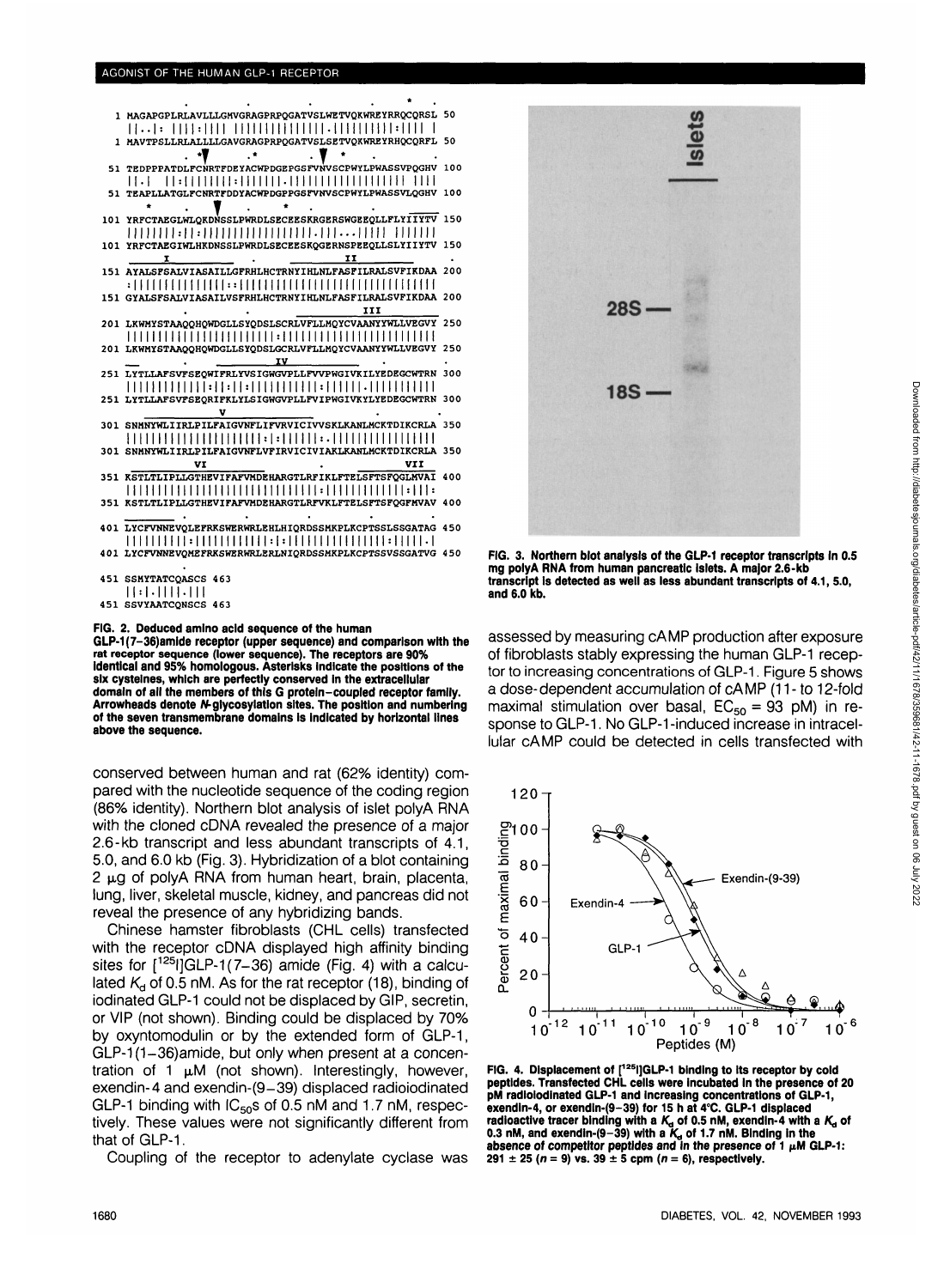```
                                                               *
  1 MAGAPGPLRLAVLLLGMVGRAGPRPQGATVSLWETVQKWREYRRQCQRSL  50
    ||..|: ||||:|||| |||||||||||||.|||||||||:|||| |
  1 MAVTPSLLRLALLLLGAVGRAGPRPQGATVSLSETVQKWREYRHQCQRFL  50

51 TEDPPPATDLFCNRTFDEYACWPDGEPGSFVNVSCPWYLPWASSVPQGHV 100
    ||.| ||:||||||||:||||||.|||||||||||||||||| ||||
51 TEAPLLATGLFCNRTFDDYACWPDGPPGSFVNVSCPWYLPWASSVLQGHV 100

101 YRFCTAEGLWLQKDNSSLPWRDLSECEESKRGERSWGEEQLLFLYIIYTV 150
    |||||||:||:||||||||||||||||||.|||...||||| ||||||
101 YRFCTAEGIWLHKDNSSLPWRDLSECEESKQGERNSPEEQLLSLYIIYTV 150

151 AYALSFSALVIASAILLGFRHLHCTRNYIHLNLFASFILRALSVFIKDAA 200
    :||||||||||||::||||||||||||||||||||||||||||||||
151 GYALSFSALVIASAILVSFRHLHCTRNYIHLNLFASFILRALSVFIKDAA 200

201 LKWMYSTAAQQHQWDGLLSYQDSLSCRLVFLLMQYCVAANYYWLLVEGVY 250
    ||||||||||||||||||||||:|||||||||||||||||||||||||
201 LKWMYSTAAQQHQWDGLLSYQDSLGCRLVFLLMQYCVAANYYWLLVEGVY 250

251 LYTLLAFSVFSEQWIFRLYVSIGWGVPLLFVVPWGIVKILYEDEGCWTRN 300
    ||||||||||||:||:||:||||||||||||:||||||.||||||||||
251 LYTLLAFSVFSEQRIFKLYLSIGWGVPLLFVIPWGIVKYLYEDEGCWTRN 300

301 SNMNYWLIIRLPILFAIGVNFLIFVRVICIVVSKLKANLMCKTDIKCRLA 350
    ||||||||||||||||||||||:|:||||||:.|||||||||||||||
301 SNMNYWLIIRLPILFAIGVNFLVFIRVICIVIAKLKANLMCKTDIKCRLA 350

351 KSTLTLIPLLGTHEVIFAFVMDEHARGTLRFIKLFTELSFTSFQGLMVAI 400
    ||||||||||||||||||||||||||||||:|||||||||||||||:|||:
351 KSTLTLIPLLGTHEVIFAFVMDEHARGTLRFVKLFTELSFTSFQGFMVAV 400

401 LYCFVNNEVQLEFRKSWERWRLEHLHIQRDSSMKPLKCPTSSLSSGATAG 450
    |||||||||:|||||||||||:|:|||||||||||||||||:|||||.|
401 LYCFVNNEVQMEFRKSWERWRLERLNIQRDSSMKPLKCPTSSVSSGATVG 450

451 SSMYTATCQASCS 463
    ||:|.||||.|||
451 SSVYAATCQNSCS 463
```

FIG. 2. Deduced amino acid sequence of the human GLP-1(7–36)amide receptor (upper sequence) and comparison with the rat receptor sequence (lower sequence). The receptors are 90% identical and 95% homologous. Asterisks indicate the positions of the six cysteines, which are perfectly conserved in the extracellular domain of all the members of this G protein–coupled receptor family. Arrowheads denote *N*-glycosylation sites. The position and numbering of the seven transmembrane domains is indicated by horizontal lines above the sequence.

conserved between human and rat (62% identity) compared with the nucleotide sequence of the coding region (86% identity). Northern blot analysis of islet polyA RNA with the cloned cDNA revealed the presence of a major 2.6-kb transcript and less abundant transcripts of 4.1, 5.0, and 6.0 kb (Fig. 3). Hybridization of a blot containing 2 μg of polyA RNA from human heart, brain, placenta, lung, liver, skeletal muscle, kidney, and pancreas did not reveal the presence of any hybridizing bands.

Chinese hamster fibroblasts (CHL cells) transfected with the receptor cDNA displayed high affinity binding sites for [$^{125}$I]GLP-1(7–36) amide (Fig. 4) with a calculated $K_d$ of 0.5 nM. As for the rat receptor (18), binding of iodinated GLP-1 could not be displaced by GIP, secretin, or VIP (not shown). Binding could be displaced by 70% by oxyntomodulin or by the extended form of GLP-1, GLP-1(1–36)amide, but only when present at a concentration of 1 μM (not shown). Interestingly, however, exendin-4 and exendin-(9–39) displaced radioiodinated GLP-1 binding with $IC_{50}$s of 0.5 nM and 1.7 nM, respectively. These values were not significantly different from that of GLP-1.

Coupling of the receptor to adenylate cyclase was

FIG. 3. Northern blot analysis of the GLP-1 receptor transcripts in 0.5 mg polyA RNA from human pancreatic islets. A major 2.6-kb transcript is detected as well as less abundant transcripts of 4.1, 5.0, and 6.0 kb.

assessed by measuring cAMP production after exposure of fibroblasts stably expressing the human GLP-1 receptor to increasing concentrations of GLP-1. Figure 5 shows a dose-dependent accumulation of cAMP (11- to 12-fold maximal stimulation over basal, $EC_{50}$ = 93 pM) in response to GLP-1. No GLP-1-induced increase in intracellular cAMP could be detected in cells transfected with

FIG. 4. Displacement of [$^{125}$I]GLP-1 binding to its receptor by cold peptides. Transfected CHL cells were incubated in the presence of 20 pM radioiodinated GLP-1 and increasing concentrations of GLP-1, exendin-4, or exendin-(9–39) for 15 h at 4°C. GLP-1 displaced radioactive tracer binding with a $K_d$ of 0.5 nM, exendin-4 with a $K_d$ of 0.3 nM, and exendin-(9–39) with a $K_d$ of 1.7 nM. Binding in the absence of competitor peptides and in the presence of 1 μM GLP-1: 291 ± 25 ($n$ = 9) vs. 39 ± 5 cpm ($n$ = 6), respectively.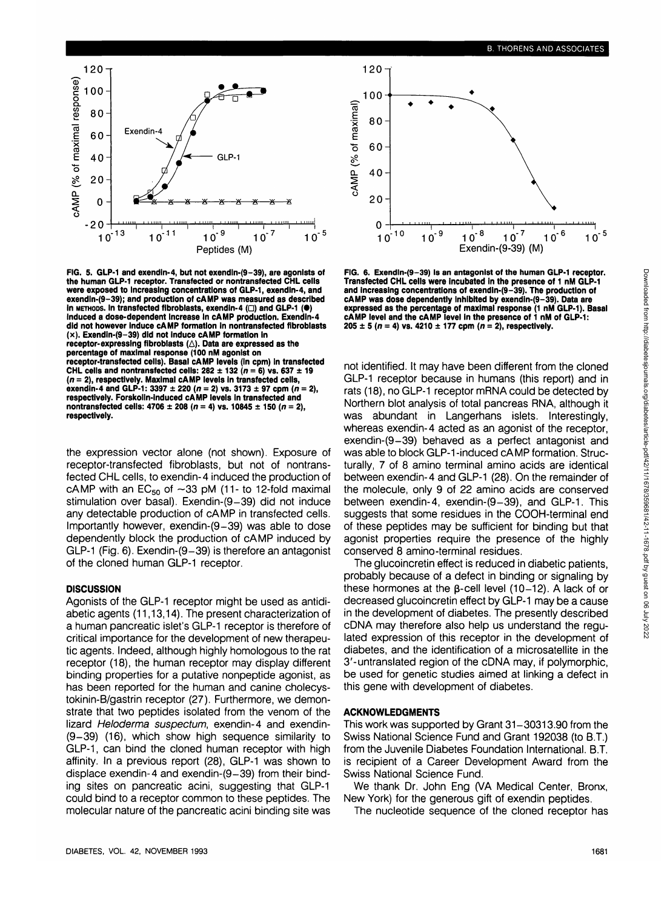FIG. 5. GLP-1 and exendin-4, but not exendin-(9–39), are agonists of the human GLP-1 receptor. Transfected or nontransfected CHL cells were exposed to increasing concentrations of GLP-1, exendin-4, and exendin-(9–39); and production of cAMP was measured as described in METHODS. In transfected fibroblasts, exendin-4 (□) and GLP-1 (●) induced a dose-dependent increase in cAMP production. Exendin-4 did not however induce cAMP formation in nontransfected fibroblasts (×). Exendin-(9–39) did not induce cAMP formation in receptor-expressing fibroblasts (△). Data are expressed as the percentage of maximal response (100 nM agonist on receptor-transfected cells). Basal cAMP levels (in cpm) in transfected CHL cells and nontransfected cells: 282 ± 132 ($n = 6$) vs. 637 ± 19 ($n = 2$), respectively. Maximal cAMP levels in transfected cells, exendin-4 and GLP-1: 3397 ± 220 ($n = 2$) vs. 3173 ± 97 cpm ($n = 2$), respectively. Forskolin-induced cAMP levels in transfected and nontransfected cells: 4706 ± 208 ($n = 4$) vs. 10845 ± 150 ($n = 2$), respectively.

FIG. 6. Exendin-(9–39) is an antagonist of the human GLP-1 receptor. Transfected CHL cells were incubated in the presence of 1 nM GLP-1 and increasing concentrations of exendin-(9–39). The production of cAMP was dose dependently inhibited by exendin-(9–39). Data are expressed as the percentage of maximal response (1 nM GLP-1). Basal cAMP level and the cAMP level in the presence of 1 nM of GLP-1: 205 ± 5 ($n = 4$) vs. 4210 ± 177 cpm ($n = 2$), respectively.

the expression vector alone (not shown). Exposure of receptor-transfected fibroblasts, but not of nontransfected CHL cells, to exendin-4 induced the production of cAMP with an $EC_{50}$ of ~33 pM (11- to 12-fold maximal stimulation over basal). Exendin-(9–39) did not induce any detectable production of cAMP in transfected cells. Importantly however, exendin-(9–39) was able to dose dependently block the production of cAMP induced by GLP-1 (Fig. 6). Exendin-(9–39) is therefore an antagonist of the cloned human GLP-1 receptor.

## DISCUSSION

Agonists of the GLP-1 receptor might be used as antidiabetic agents (11,13,14). The present characterization of a human pancreatic islet's GLP-1 receptor is therefore of critical importance for the development of new therapeutic agents. Indeed, although highly homologous to the rat receptor (18), the human receptor may display different binding properties for a putative nonpeptide agonist, as has been reported for the human and canine cholecystokinin-B/gastrin receptor (27). Furthermore, we demonstrate that two peptides isolated from the venom of the lizard *Heloderma suspectum*, exendin-4 and exendin-(9–39) (16), which show high sequence similarity to GLP-1, can bind the cloned human receptor with high affinity. In a previous report (28), GLP-1 was shown to displace exendin-4 and exendin-(9–39) from their binding sites on pancreatic acini, suggesting that GLP-1 could bind to a receptor common to these peptides. The molecular nature of the pancreatic acini binding site was not identified. It may have been different from the cloned GLP-1 receptor because in humans (this report) and in rats (18), no GLP-1 receptor mRNA could be detected by Northern blot analysis of total pancreas RNA, although it was abundant in Langerhans islets. Interestingly, whereas exendin-4 acted as an agonist of the receptor, exendin-(9–39) behaved as a perfect antagonist and was able to block GLP-1-induced cAMP formation. Structurally, 7 of 8 amino terminal amino acids are identical between exendin-4 and GLP-1 (28). On the remainder of the molecule, only 9 of 22 amino acids are conserved between exendin-4, exendin-(9–39), and GLP-1. This suggests that some residues in the COOH-terminal end of these peptides may be sufficient for binding but that agonist properties require the presence of the highly conserved 8 amino-terminal residues.

The glucoincretin effect is reduced in diabetic patients, probably because of a defect in binding or signaling by these hormones at the β-cell level (10–12). A lack of or decreased glucoincretin effect by GLP-1 may be a cause in the development of diabetes. The presently described cDNA may therefore also help us understand the regulated expression of this receptor in the development of diabetes, and the identification of a microsatellite in the 3'-untranslated region of the cDNA may, if polymorphic, be used for genetic studies aimed at linking a defect in this gene with development of diabetes.

## ACKNOWLEDGMENTS

This work was supported by Grant 31–30313.90 from the Swiss National Science Fund and Grant 192038 (to B.T.) from the Juvenile Diabetes Foundation International. B.T. is recipient of a Career Development Award from the Swiss National Science Fund.

We thank Dr. John Eng (VA Medical Center, Bronx, New York) for the generous gift of exendin peptides.

The nucleotide sequence of the cloned receptor has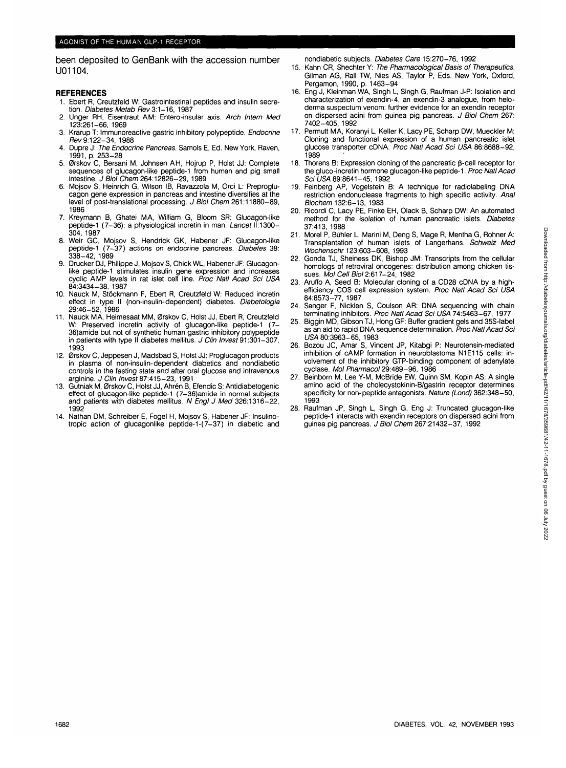been deposited to GenBank with the accession number U01104.

## REFERENCES

1. Ebert R, Creutzfeld W: Gastrointestinal peptides and insulin secretion. *Diabetes Metab Rev* 3:1–16, 1987
2. Unger RH, Eisentraut AM: Entero-insular axis. *Arch Intern Med* 123:261–66, 1969
3. Krarup T: Immunoreactive gastric inhibitory polypeptide. *Endocrine Rev* 9:122–34, 1988
4. Dupre J: *The Endocrine Pancreas.* Samols E, Ed. New York, Raven, 1991, p. 253–28
5. Ørskov C, Bersani M, Johnsen AH, Hojrup P, Holst JJ: Complete sequences of glucagon-like peptide-1 from human and pig small intestine. *J Biol Chem* 264:12826–29, 1989
6. Mojsov S, Heinrich G, Wilson IB, Ravazzola M, Orci L: Preproglucagon gene expression in pancreas and intestine diversifies at the level of post-translational processing. *J Biol Chem* 261:11880–89, 1986
7. Kreymann B, Ghatei MA, William G, Bloom SR: Glucagon-like peptide-1 (7–36): a physiological incretin in man. *Lancet* II:1300–304, 1987
8. Weir GC, Mojsov S, Hendrick GK, Habener JF: Glucagon-like peptide-1 (7–37) actions on endocrine pancreas. *Diabetes* 38: 338–42, 1989
9. Drucker DJ, Philippe J, Mojsov S, Chick WL, Habener JF: Glucagon-like peptide-1 stimulates insulin gene expression and increases cyclic AMP levels in rat islet cell line. *Proc Natl Acad Sci USA* 84:3434–38, 1987
10. Nauck M, Stöckmann F, Ebert R, Creutzfeld W: Reduced incretin effect in type II (non-insulin-dependent) diabetes. *Diabetologia* 29:46–52, 1986
11. Nauck MA, Heimesaat MM, Ørskov C, Holst JJ, Ebert R, Creutzfeld W: Preserved incretin activity of glucagon-like peptide-1 (7–36)amide but not of synthetic human gastric inhibitory polypeptide in patients with type II diabetes mellitus. *J Clin Invest* 91:301–307, 1993
12. Ørskov C, Jeppesen J, Madsbad S, Holst JJ: Proglucagon products in plasma of non-insulin-dependent diabetics and nondiabetic controls in the fasting state and after oral glucose and intravenous arginine. *J Clin Invest* 87:415–23, 1991
13. Gutniak M, Ørskov C, Holst JJ, Ahrén B, Efendic S: Antidiabetogenic effect of glucagon-like peptide-1 (7–36)amide in normal subjects and patients with diabetes mellitus. *N Engl J Med* 326:1316–22, 1992
14. Nathan DM, Schreiber E, Fogel H, Mojsov S, Habener JF: Insulinotropic action of glucagonlike peptide-1-(7–37) in diabetic and nondiabetic subjects. *Diabetes Care* 15:270–76, 1992
15. Kahn CR, Shechter Y: *The Pharmacological Basis of Therapeutics.* Gilman AG, Rall TW, Nies AS, Taylor P, Eds. New York, Oxford, Pergamon, 1990, p. 1463–94
16. Eng J, Kleinman WA, Singh L, Singh G, Raufman J-P: Isolation and characterization of exendin-4, an exendin-3 analogue, from heloderma suspectum venom: further evidence for an exendin receptor on dispersed acini from guinea pig pancreas. *J Biol Chem* 267: 7402–405, 1992
17. Permutt MA, Koranyi L, Keller K, Lacy PE, Scharp DW, Mueckler M: Cloning and functional expression of a human pancreatic islet glucose transporter cDNA. *Proc Natl Acad Sci USA* 86:8688–92, 1989
18. Thorens B: Expression cloning of the pancreatic β-cell receptor for the gluco-incretin hormone glucagon-like peptide-1. *Proc Natl Acad Sci USA* 89:8641–45, 1992
19. Feinberg AP, Vogelstein B: A technique for radiolabeling DNA restriction endonuclease fragments to high specific activity. *Anal Biochem* 132:6–13, 1983
20. Ricordi C, Lacy PE, Finke EH, Olack B, Scharp DW: An automated method for the isolation of human pancreatic islets. *Diabetes* 37:413, 1988
21. Morel P, Bühler L, Marini M, Deng S, Mage R, Mentha G, Rohner A: Transplantation of human islets of Langerhans. *Schweiz Med Wochenschr* 123:603–608, 1993
22. Gonda TJ, Sheiness DK, Bishop JM: Transcripts from the cellular homologs of retroviral oncogenes: distribution among chicken tissues. *Mol Cell Biol* 2:617–24, 1982
23. Aruffo A, Seed B: Molecular cloning of a CD28 cDNA by a high-efficiency COS cell expression system. *Proc Natl Acad Sci USA* 84:8573–77, 1987
24. Sanger F, Nicklen S, Coulson AR: DNA sequencing with chain terminating inhibitors. *Proc Natl Acad Sci USA* 74:5463–67, 1977
25. Biggin MD, Gibson TJ, Hong GF: Buffer gradient gels and 35S-label as an aid to rapid DNA sequence determination. *Proc Natl Acad Sci USA* 80:3963–65, 1983
26. Bozou JC, Amar S, Vincent JP, Kitabgi P: Neurotensin-mediated inhibition of cAMP formation in neuroblastoma N1E115 cells: involvement of the inhibitory GTP-binding component of adenylate cyclase. *Mol Pharmacol* 29:489–96, 1986
27. Beinborn M, Lee Y-M, McBride EW, Quinn SM, Kopin AS: A single amino acid of the cholecystokinin-B/gastrin receptor determines specificity for non-peptide antagonists. *Nature (Lond)* 362:348–50, 1993
28. Raufman JP, Singh L, Singh G, Eng J: Truncated glucagon-like peptide-1 interacts with exendin receptors on dispersed acini from guinea pig pancreas. *J Biol Chem* 267:21432–37, 1992